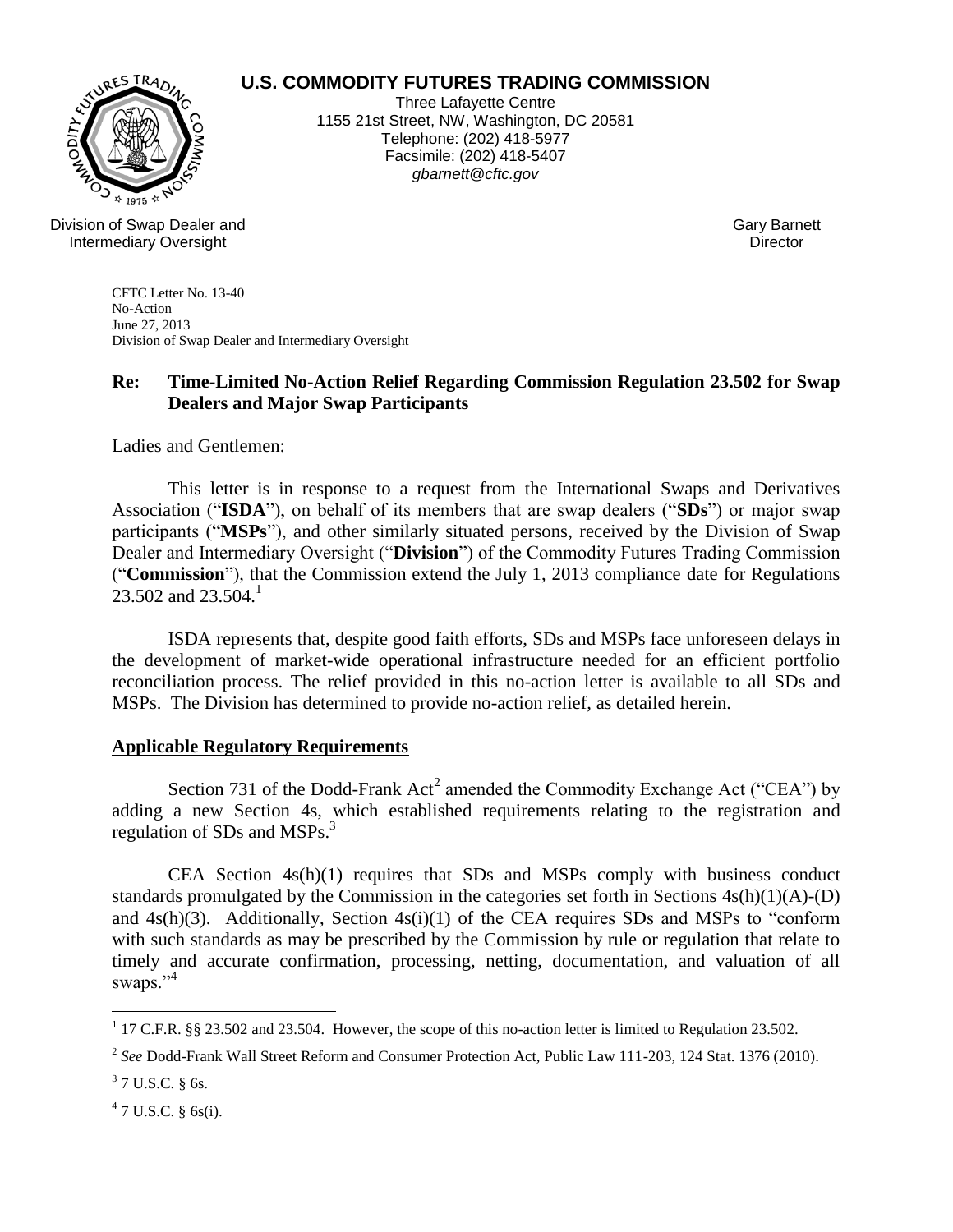**U.S. COMMODITY FUTURES TRADING COMMISSION**

Three Lafayette Centre
1155 21st Street, NW, Washington, DC 20581
Telephone: (202) 418-5977
Facsimile: (202) 418-5407
*gbarnett@cftc.gov*

Division of Swap Dealer and Intermediary Oversight

Gary Barnett
Director

CFTC Letter No. 13-40
No-Action
June 27, 2013
Division of Swap Dealer and Intermediary Oversight

**Re: Time-Limited No-Action Relief Regarding Commission Regulation 23.502 for Swap Dealers and Major Swap Participants**

Ladies and Gentlemen:

This letter is in response to a request from the International Swaps and Derivatives Association ("**ISDA**"), on behalf of its members that are swap dealers ("**SDs**") or major swap participants ("**MSPs**"), and other similarly situated persons, received by the Division of Swap Dealer and Intermediary Oversight ("**Division**") of the Commodity Futures Trading Commission ("**Commission**"), that the Commission extend the July 1, 2013 compliance date for Regulations 23.502 and 23.504.[1]

ISDA represents that, despite good faith efforts, SDs and MSPs face unforeseen delays in the development of market-wide operational infrastructure needed for an efficient portfolio reconciliation process. The relief provided in this no-action letter is available to all SDs and MSPs. The Division has determined to provide no-action relief, as detailed herein.

## Applicable Regulatory Requirements

Section 731 of the Dodd-Frank Act[2] amended the Commodity Exchange Act ("CEA") by adding a new Section 4s, which established requirements relating to the registration and regulation of SDs and MSPs.[3]

CEA Section 4s(h)(1) requires that SDs and MSPs comply with business conduct standards promulgated by the Commission in the categories set forth in Sections 4s(h)(1)(A)-(D) and 4s(h)(3). Additionally, Section 4s(i)(1) of the CEA requires SDs and MSPs to "conform with such standards as may be prescribed by the Commission by rule or regulation that relate to timely and accurate confirmation, processing, netting, documentation, and valuation of all swaps."[4]

---

[1] 17 C.F.R. §§ 23.502 and 23.504. However, the scope of this no-action letter is limited to Regulation 23.502.

[2] *See* Dodd-Frank Wall Street Reform and Consumer Protection Act, Public Law 111-203, 124 Stat. 1376 (2010).

[3] 7 U.S.C. § 6s.

[4] 7 U.S.C. § 6s(i).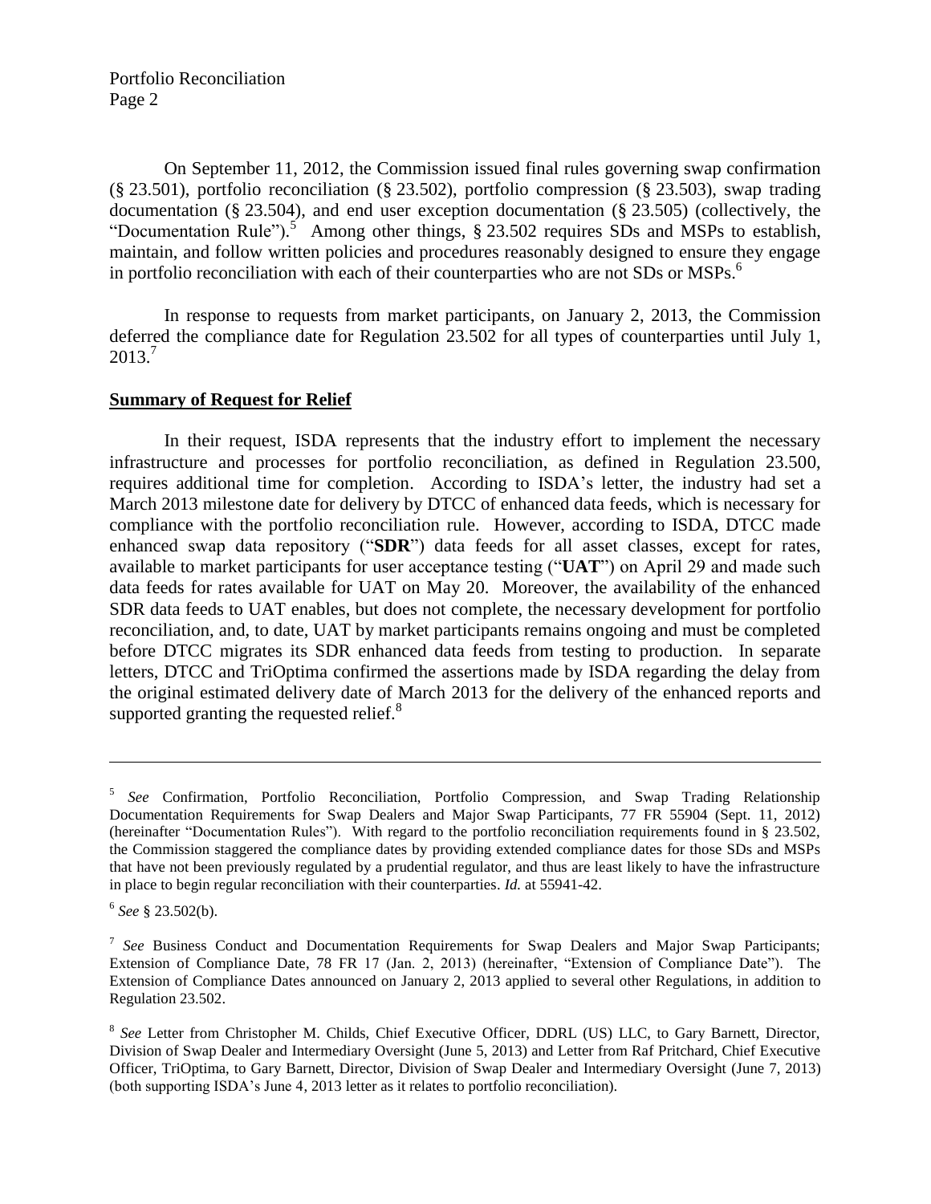On September 11, 2012, the Commission issued final rules governing swap confirmation (§ 23.501), portfolio reconciliation (§ 23.502), portfolio compression (§ 23.503), swap trading documentation (§ 23.504), and end user exception documentation (§ 23.505) (collectively, the "Documentation Rule").[5] Among other things, § 23.502 requires SDs and MSPs to establish, maintain, and follow written policies and procedures reasonably designed to ensure they engage in portfolio reconciliation with each of their counterparties who are not SDs or MSPs.[6]

In response to requests from market participants, on January 2, 2013, the Commission deferred the compliance date for Regulation 23.502 for all types of counterparties until July 1, 2013.[7]

**Summary of Request for Relief**

In their request, ISDA represents that the industry effort to implement the necessary infrastructure and processes for portfolio reconciliation, as defined in Regulation 23.500, requires additional time for completion. According to ISDA's letter, the industry had set a March 2013 milestone date for delivery by DTCC of enhanced data feeds, which is necessary for compliance with the portfolio reconciliation rule. However, according to ISDA, DTCC made enhanced swap data repository ("**SDR**") data feeds for all asset classes, except for rates, available to market participants for user acceptance testing ("**UAT**") on April 29 and made such data feeds for rates available for UAT on May 20. Moreover, the availability of the enhanced SDR data feeds to UAT enables, but does not complete, the necessary development for portfolio reconciliation, and, to date, UAT by market participants remains ongoing and must be completed before DTCC migrates its SDR enhanced data feeds from testing to production. In separate letters, DTCC and TriOptima confirmed the assertions made by ISDA regarding the delay from the original estimated delivery date of March 2013 for the delivery of the enhanced reports and supported granting the requested relief.[8]

---

[5] *See* Confirmation, Portfolio Reconciliation, Portfolio Compression, and Swap Trading Relationship Documentation Requirements for Swap Dealers and Major Swap Participants, 77 FR 55904 (Sept. 11, 2012) (hereinafter "Documentation Rules"). With regard to the portfolio reconciliation requirements found in § 23.502, the Commission staggered the compliance dates by providing extended compliance dates for those SDs and MSPs that have not been previously regulated by a prudential regulator, and thus are least likely to have the infrastructure in place to begin regular reconciliation with their counterparties. *Id.* at 55941-42.

[6] *See* § 23.502(b).

[7] *See* Business Conduct and Documentation Requirements for Swap Dealers and Major Swap Participants; Extension of Compliance Date, 78 FR 17 (Jan. 2, 2013) (hereinafter, "Extension of Compliance Date"). The Extension of Compliance Dates announced on January 2, 2013 applied to several other Regulations, in addition to Regulation 23.502.

[8] *See* Letter from Christopher M. Childs, Chief Executive Officer, DDRL (US) LLC, to Gary Barnett, Director, Division of Swap Dealer and Intermediary Oversight (June 5, 2013) and Letter from Raf Pritchard, Chief Executive Officer, TriOptima, to Gary Barnett, Director, Division of Swap Dealer and Intermediary Oversight (June 7, 2013) (both supporting ISDA's June 4, 2013 letter as it relates to portfolio reconciliation).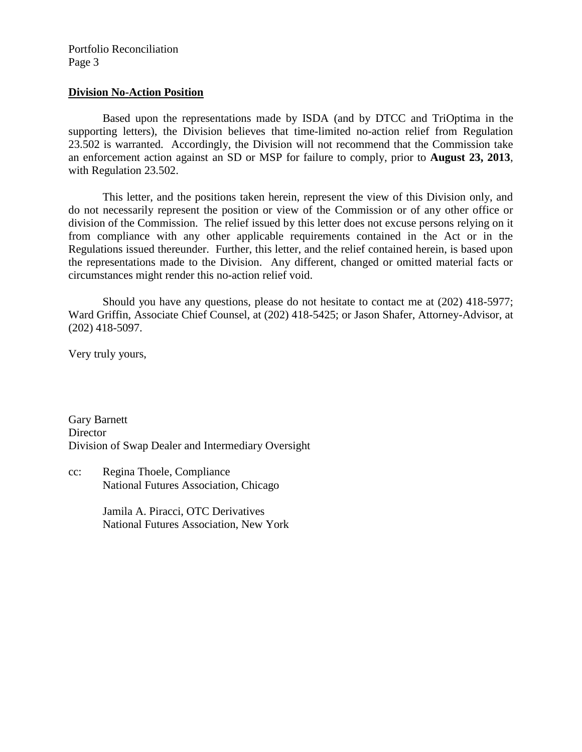**Division No-Action Position**

Based upon the representations made by ISDA (and by DTCC and TriOptima in the supporting letters), the Division believes that time-limited no-action relief from Regulation 23.502 is warranted. Accordingly, the Division will not recommend that the Commission take an enforcement action against an SD or MSP for failure to comply, prior to **August 23, 2013**, with Regulation 23.502.

This letter, and the positions taken herein, represent the view of this Division only, and do not necessarily represent the position or view of the Commission or of any other office or division of the Commission. The relief issued by this letter does not excuse persons relying on it from compliance with any other applicable requirements contained in the Act or in the Regulations issued thereunder. Further, this letter, and the relief contained herein, is based upon the representations made to the Division. Any different, changed or omitted material facts or circumstances might render this no-action relief void.

Should you have any questions, please do not hesitate to contact me at (202) 418-5977; Ward Griffin, Associate Chief Counsel, at (202) 418-5425; or Jason Shafer, Attorney-Advisor, at (202) 418-5097.

Very truly yours,

Gary Barnett
Director
Division of Swap Dealer and Intermediary Oversight

cc: Regina Thoele, Compliance
National Futures Association, Chicago

Jamila A. Piracci, OTC Derivatives
National Futures Association, New York